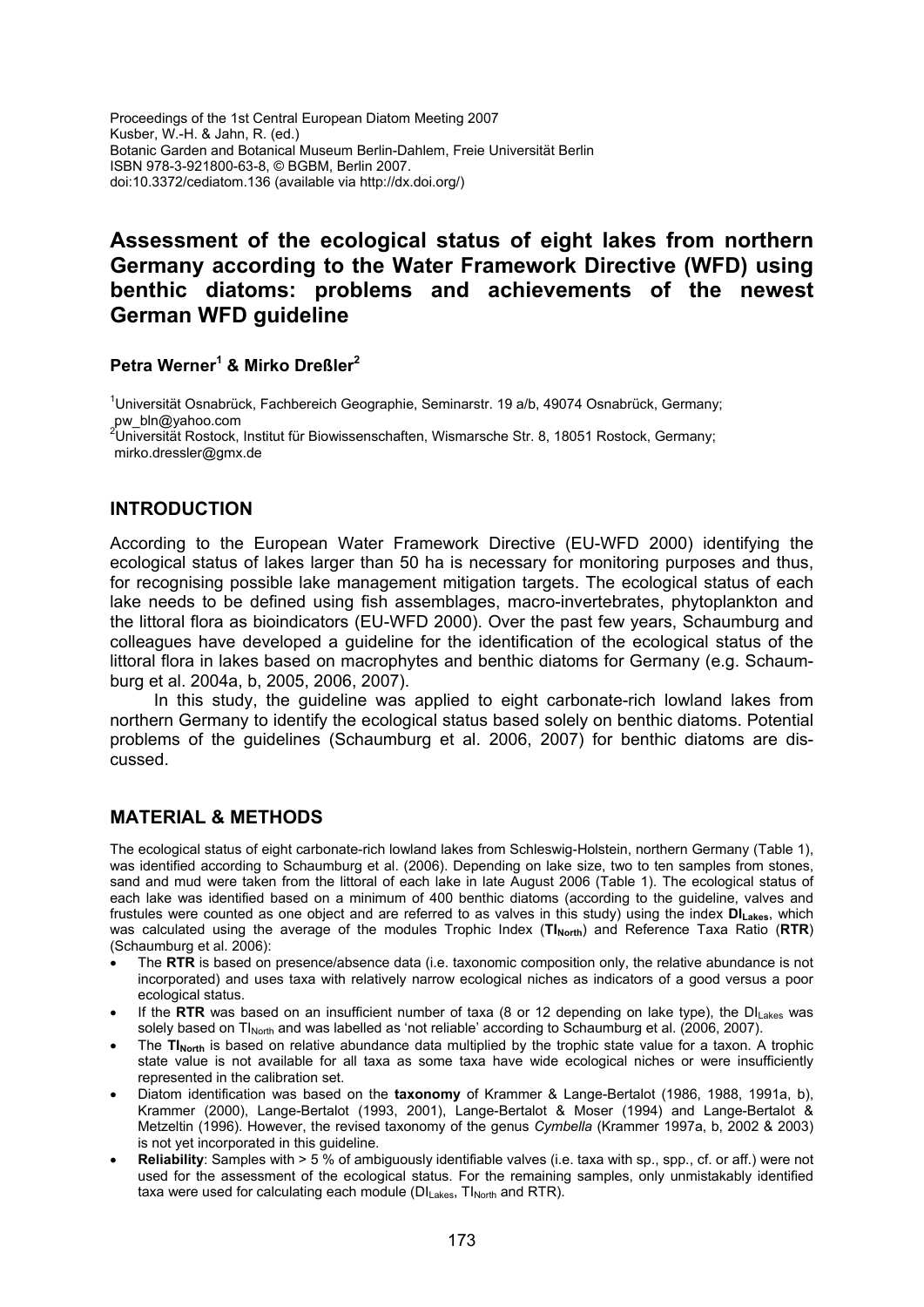Proceedings of the 1st Central European Diatom Meeting 2007
Kusber, W.-H. & Jahn, R. (ed.)
Botanic Garden and Botanical Museum Berlin-Dahlem, Freie Universität Berlin
ISBN 978-3-921800-63-8, © BGBM, Berlin 2007.
doi:10.3372/cediatom.136 (available via http://dx.doi.org/)

# Assessment of the ecological status of eight lakes from northern Germany according to the Water Framework Directive (WFD) using benthic diatoms: problems and achievements of the newest German WFD guideline

**Petra Werner[1] & Mirko Dreßler[2]**

[1]Universität Osnabrück, Fachbereich Geographie, Seminarstr. 19 a/b, 49074 Osnabrück, Germany; pw_bln@yahoo.com
[2]Universität Rostock, Institut für Biowissenschaften, Wismarsche Str. 8, 18051 Rostock, Germany; mirko.dressler@gmx.de

## INTRODUCTION

According to the European Water Framework Directive (EU-WFD 2000) identifying the ecological status of lakes larger than 50 ha is necessary for monitoring purposes and thus, for recognising possible lake management mitigation targets. The ecological status of each lake needs to be defined using fish assemblages, macro-invertebrates, phytoplankton and the littoral flora as bioindicators (EU-WFD 2000). Over the past few years, Schaumburg and colleagues have developed a guideline for the identification of the ecological status of the littoral flora in lakes based on macrophytes and benthic diatoms for Germany (e.g. Schaumburg et al. 2004a, b, 2005, 2006, 2007).

In this study, the guideline was applied to eight carbonate-rich lowland lakes from northern Germany to identify the ecological status based solely on benthic diatoms. Potential problems of the guidelines (Schaumburg et al. 2006, 2007) for benthic diatoms are discussed.

## MATERIAL & METHODS

The ecological status of eight carbonate-rich lowland lakes from Schleswig-Holstein, northern Germany (Table 1), was identified according to Schaumburg et al. (2006). Depending on lake size, two to ten samples from stones, sand and mud were taken from the littoral of each lake in late August 2006 (Table 1). The ecological status of each lake was identified based on a minimum of 400 benthic diatoms (according to the guideline, valves and frustules were counted as one object and are referred to as valves in this study) using the index **$DI_{Lakes}$**, which was calculated using the average of the modules Trophic Index (**$TI_{North}$**) and Reference Taxa Ratio (**RTR**) (Schaumburg et al. 2006):

- The **RTR** is based on presence/absence data (i.e. taxonomic composition only, the relative abundance is not incorporated) and uses taxa with relatively narrow ecological niches as indicators of a good versus a poor ecological status.
- If the **RTR** was based on an insufficient number of taxa (8 or 12 depending on lake type), the $DI_{Lakes}$ was solely based on $TI_{North}$ and was labelled as 'not reliable' according to Schaumburg et al. (2006, 2007).
- The **$TI_{North}$** is based on relative abundance data multiplied by the trophic state value for a taxon. A trophic state value is not available for all taxa as some taxa have wide ecological niches or were insufficiently represented in the calibration set.
- Diatom identification was based on the **taxonomy** of Krammer & Lange-Bertalot (1986, 1988, 1991a, b), Krammer (2000), Lange-Bertalot (1993, 2001), Lange-Bertalot & Moser (1994) and Lange-Bertalot & Metzeltin (1996). However, the revised taxonomy of the genus *Cymbella* (Krammer 1997a, b, 2002 & 2003) is not yet incorporated in this guideline.
- **Reliability**: Samples with > 5 % of ambiguously identifiable valves (i.e. taxa with sp., spp., cf. or aff.) were not used for the assessment of the ecological status. For the remaining samples, only unmistakably identified taxa were used for calculating each module ($DI_{Lakes}$, $TI_{North}$ and RTR).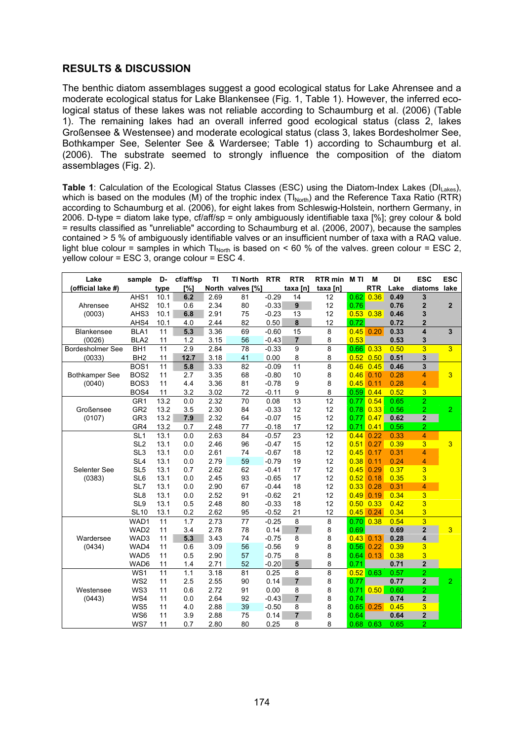## RESULTS & DISCUSSION

The benthic diatom assemblages suggest a good ecological status for Lake Ahrensee and a moderate ecological status for Lake Blankensee (Fig. 1, Table 1). However, the inferred ecological status of these lakes was not reliable according to Schaumburg et al. (2006) (Table 1). The remaining lakes had an overall inferred good ecological status (class 2, lakes Großensee & Westensee) and moderate ecological status (class 3, lakes Bordesholmer See, Bothkamper See, Selenter See & Wardersee; Table 1) according to Schaumburg et al. (2006). The substrate seemed to strongly influence the composition of the diatom assemblages (Fig. 2).

**Table 1**: Calculation of the Ecological Status Classes (ESC) using the Diatom-Index Lakes ($DI_{Lakes}$), which is based on the modules (M) of the trophic index ($TI_{North}$) and the Reference Taxa Ratio (RTR) according to Schaumburg et al. (2006), for eight lakes from Schleswig-Holstein, northern Germany, in 2006. D-type = diatom lake type, cf/aff/sp = only ambiguously identifiable taxa [%]; grey colour & bold = results classified as "unreliable" according to Schaumburg et al. (2006, 2007), because the samples contained > 5 % of ambiguously identifiable valves or an insufficient number of taxa with a RAQ value. light blue colour = samples in which $TI_{North}$ is based on < 60 % of the valves. green colour = ESC 2, yellow colour = ESC 3, orange colour = ESC 4.

| Lake (official lake #) | sample | D-type | cf/aff/sp [%] | TI North | TI North valves [%] | RTR | RTR taxa [n] | RTR min taxa [n] | M TI | M RTR | DI Lake | ESC diatoms | ESC lake |
|---|---|---|---|---|---|---|---|---|---|---|---|---|---|
| Ahrensee (0003) | AHS1 | 10.1 | **6.2** | 2.69 | 81 | -0.29 | 14 | 12 | 0.62 | 0.36 | **0.49** | **3** | **2** |
| | AHS2 | 10.1 | 0.6 | 2.34 | 80 | -0.33 | **9** | 12 | 0.76 | | **0.76** | **2** | |
| | AHS3 | 10.1 | **6.8** | 2.91 | 75 | -0.23 | 13 | 12 | 0.53 | 0.38 | **0.46** | **3** | |
| | AHS4 | 10.1 | 4.0 | 2.44 | 82 | 0.50 | **8** | 12 | 0.72 | | **0.72** | **2** | |
| Blankensee (0026) | BLA1 | 11 | **5.3** | 3.36 | 69 | -0.60 | 15 | 8 | 0.45 | 0.20 | **0.33** | **4** | **3** |
| | BLA2 | 11 | 1.2 | 3.15 | 56 | -0.43 | **7** | 8 | 0.53 | | **0.53** | **3** | |
| Bordesholmer See (0033) | BH1 | 11 | 2.9 | 2.84 | 78 | -0.33 | 9 | 8 | 0.66 | 0.33 | 0.50 | 3 | 3 |
| | BH2 | 11 | **12.7** | 3.18 | 41 | 0.00 | 8 | 8 | 0.52 | 0.50 | **0.51** | **3** | |
| Bothkamper See (0040) | BOS1 | 11 | **5.8** | 3.33 | 82 | -0.09 | 11 | 8 | 0.46 | 0.45 | **0.46** | **3** | 3 |
| | BOS2 | 11 | 2.7 | 3.35 | 68 | -0.80 | 10 | 8 | 0.46 | 0.10 | 0.28 | 4 | |
| | BOS3 | 11 | 4.4 | 3.36 | 81 | -0.78 | 9 | 8 | 0.45 | 0.11 | 0.28 | 4 | |
| | BOS4 | 11 | 3.2 | 3.02 | 72 | -0.11 | 9 | 8 | 0.59 | 0.44 | 0.52 | 3 | |
| Großensee (0107) | GR1 | 13.2 | 0.0 | 2.32 | 70 | 0.08 | 13 | 12 | 0.77 | 0.54 | 0.65 | 2 | 2 |
| | GR2 | 13.2 | 3.5 | 2.30 | 84 | -0.33 | 12 | 12 | 0.78 | 0.33 | 0.56 | 2 | |
| | GR3 | 13.2 | **7.9** | 2.32 | 64 | -0.07 | 15 | 12 | 0.77 | 0.47 | **0.62** | **2** | |
| | GR4 | 13.2 | 0.7 | 2.48 | 77 | -0.18 | 17 | 12 | 0.71 | 0.41 | 0.56 | 2 | |
| Selenter See (0383) | SL1 | 13.1 | 0.0 | 2.63 | 84 | -0.57 | 23 | 12 | 0.44 | 0.22 | 0.33 | 4 | 3 |
| | SL2 | 13.1 | 0.0 | 2.46 | 96 | -0.47 | 15 | 12 | 0.51 | 0.27 | 0.39 | 3 | |
| | SL3 | 13.1 | 0.0 | 2.61 | 74 | -0.67 | 18 | 12 | 0.45 | 0.17 | 0.31 | 4 | |
| | SL4 | 13.1 | 0.0 | 2.79 | 59 | -0.79 | 19 | 12 | 0.38 | 0.11 | 0.24 | 4 | |
| | SL5 | 13.1 | 0.7 | 2.62 | 62 | -0.41 | 17 | 12 | 0.45 | 0.29 | 0.37 | 3 | |
| | SL6 | 13.1 | 0.0 | 2.45 | 93 | -0.65 | 17 | 12 | 0.52 | 0.18 | 0.35 | 3 | |
| | SL7 | 13.1 | 0.0 | 2.90 | 67 | -0.44 | 18 | 12 | 0.33 | 0.28 | 0.31 | 4 | |
| | SL8 | 13.1 | 0.0 | 2.52 | 91 | -0.62 | 21 | 12 | 0.49 | 0.19 | 0.34 | 3 | |
| | SL9 | 13.1 | 0.5 | 2.48 | 80 | -0.33 | 18 | 12 | 0.50 | 0.33 | 0.42 | 3 | |
| | SL10 | 13.1 | 0.2 | 2.62 | 95 | -0.52 | 21 | 12 | 0.45 | 0.24 | 0.34 | 3 | |
| Wardersee (0434) | WAD1 | 11 | 1.7 | 2.73 | 77 | -0.25 | 8 | 8 | 0.70 | 0.38 | 0.54 | 3 | 3 |
| | WAD2 | 11 | 3.4 | 2.78 | 78 | 0.14 | **7** | 8 | 0.69 | | **0.69** | **2** | |
| | WAD3 | 11 | **5.3** | 3.43 | 74 | -0.75 | 8 | 8 | 0.43 | 0.13 | **0.28** | **4** | |
| | WAD4 | 11 | 0.6 | 3.09 | 56 | -0.56 | 9 | 8 | 0.56 | 0.22 | 0.39 | 3 | |
| | WAD5 | 11 | 0.5 | 2.90 | 57 | -0.75 | 8 | 8 | 0.64 | 0.13 | 0.38 | 3 | |
| | WAD6 | 11 | 1.4 | 2.71 | 52 | -0.20 | **5** | 8 | 0.71 | | **0.71** | **2** | |
| Westensee (0443) | WS1 | 11 | 1.1 | 3.18 | 81 | 0.25 | 8 | 8 | 0.52 | 0.63 | 0.57 | 2 | 2 |
| | WS2 | 11 | 2.5 | 2.55 | 90 | 0.14 | **7** | 8 | 0.77 | | **0.77** | **2** | |
| | WS3 | 11 | 0.6 | 2.72 | 91 | 0.00 | 8 | 8 | 0.71 | 0.50 | 0.60 | 2 | |
| | WS4 | 11 | 0.0 | 2.64 | 92 | -0.43 | **7** | 8 | 0.74 | | **0.74** | **2** | |
| | WS5 | 11 | 4.0 | 2.88 | 39 | -0.50 | 8 | 8 | 0.65 | 0.25 | 0.45 | 3 | |
| | WS6 | 11 | 3.9 | 2.88 | 75 | 0.14 | **7** | 8 | 0.64 | | **0.64** | **2** | |
| | WS7 | 11 | 0.7 | 2.80 | 80 | 0.25 | 8 | 8 | 0.68 | 0.63 | 0.65 | 2 | |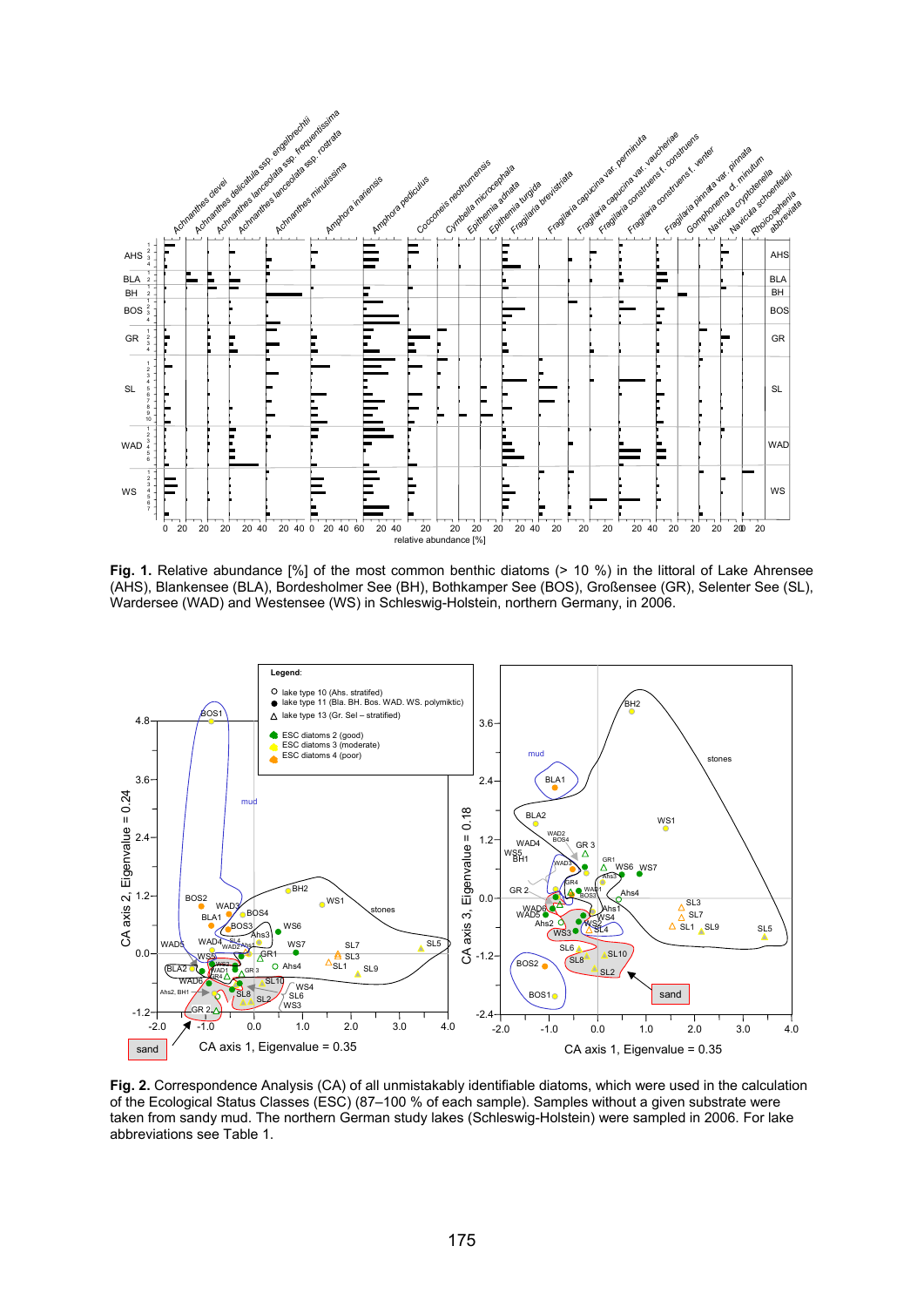**Fig. 1.** Relative abundance [%] of the most common benthic diatoms (> 10 %) in the littoral of Lake Ahrensee (AHS), Blankensee (BLA), Bordesholmer See (BH), Bothkamper See (BOS), Großensee (GR), Selenter See (SL), Wardersee (WAD) and Westensee (WS) in Schleswig-Holstein, northern Germany, in 2006.

**Fig. 2.** Correspondence Analysis (CA) of all unmistakably identifiable diatoms, which were used in the calculation of the Ecological Status Classes (ESC) (87–100 % of each sample). Samples without a given substrate were taken from sandy mud. The northern German study lakes (Schleswig-Holstein) were sampled in 2006. For lake abbreviations see Table 1.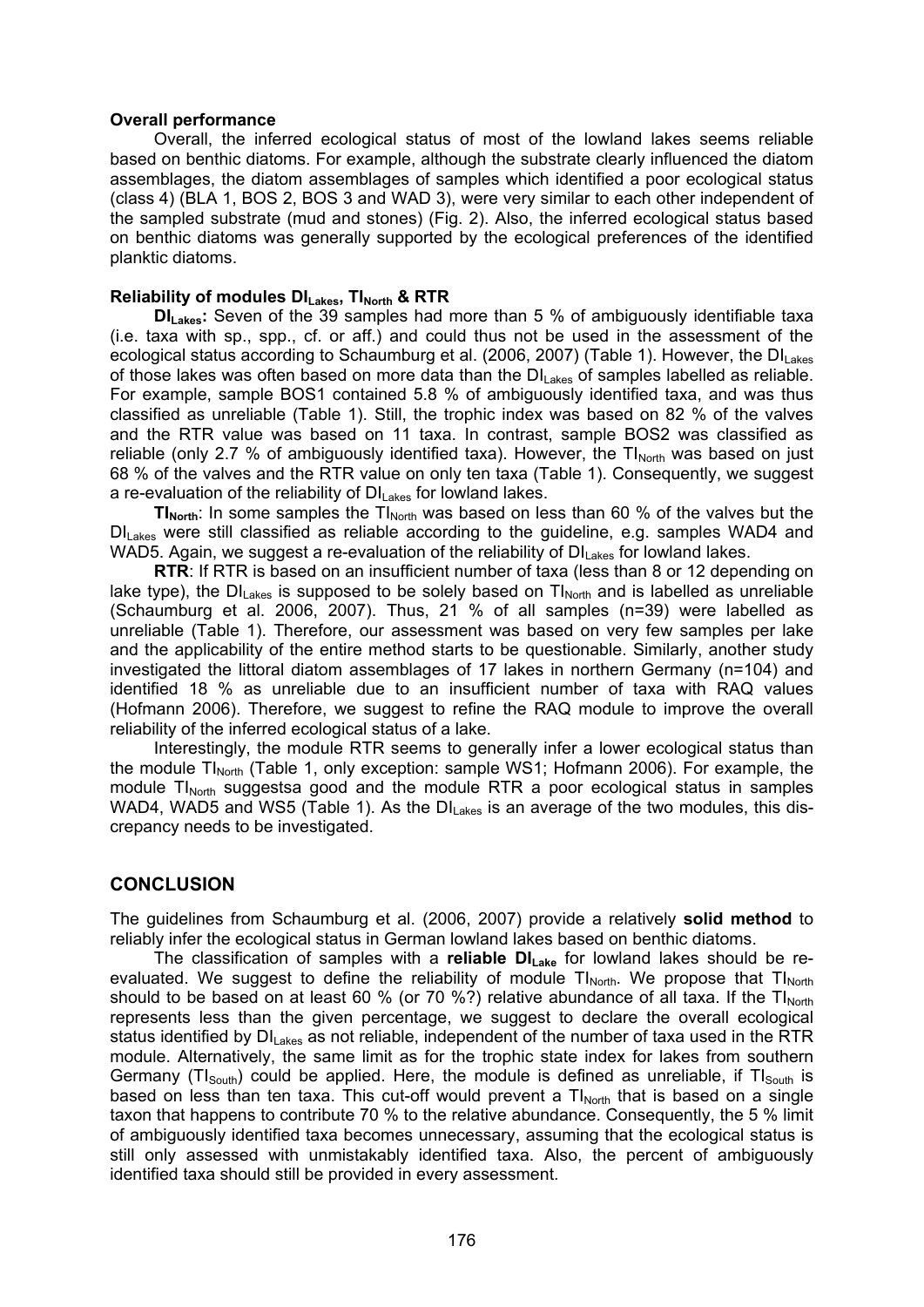**Overall performance**

Overall, the inferred ecological status of most of the lowland lakes seems reliable based on benthic diatoms. For example, although the substrate clearly influenced the diatom assemblages, the diatom assemblages of samples which identified a poor ecological status (class 4) (BLA 1, BOS 2, BOS 3 and WAD 3), were very similar to each other independent of the sampled substrate (mud and stones) (Fig. 2). Also, the inferred ecological status based on benthic diatoms was generally supported by the ecological preferences of the identified planktic diatoms.

**Reliability of modules $DI_{Lakes}$, $TI_{North}$ & RTR**

**$DI_{Lakes}$:** Seven of the 39 samples had more than 5 % of ambiguously identifiable taxa (i.e. taxa with sp., spp., cf. or aff.) and could thus not be used in the assessment of the ecological status according to Schaumburg et al. (2006, 2007) (Table 1). However, the $DI_{Lakes}$ of those lakes was often based on more data than the $DI_{Lakes}$ of samples labelled as reliable. For example, sample BOS1 contained 5.8 % of ambiguously identified taxa, and was thus classified as unreliable (Table 1). Still, the trophic index was based on 82 % of the valves and the RTR value was based on 11 taxa. In contrast, sample BOS2 was classified as reliable (only 2.7 % of ambiguously identified taxa). However, the $TI_{North}$ was based on just 68 % of the valves and the RTR value on only ten taxa (Table 1). Consequently, we suggest a re-evaluation of the reliability of $DI_{Lakes}$ for lowland lakes.

**$TI_{North}$**: In some samples the $TI_{North}$ was based on less than 60 % of the valves but the $DI_{Lakes}$ were still classified as reliable according to the guideline, e.g. samples WAD4 and WAD5. Again, we suggest a re-evaluation of the reliability of $DI_{Lakes}$ for lowland lakes.

**RTR**: If RTR is based on an insufficient number of taxa (less than 8 or 12 depending on lake type), the $DI_{Lakes}$ is supposed to be solely based on $TI_{North}$ and is labelled as unreliable (Schaumburg et al. 2006, 2007). Thus, 21 % of all samples (n=39) were labelled as unreliable (Table 1). Therefore, our assessment was based on very few samples per lake and the applicability of the entire method starts to be questionable. Similarly, another study investigated the littoral diatom assemblages of 17 lakes in northern Germany (n=104) and identified 18 % as unreliable due to an insufficient number of taxa with RAQ values (Hofmann 2006). Therefore, we suggest to refine the RAQ module to improve the overall reliability of the inferred ecological status of a lake.

Interestingly, the module RTR seems to generally infer a lower ecological status than the module $TI_{North}$ (Table 1, only exception: sample WS1; Hofmann 2006). For example, the module $TI_{North}$ suggestsa good and the module RTR a poor ecological status in samples WAD4, WAD5 and WS5 (Table 1). As the $DI_{Lakes}$ is an average of the two modules, this discrepancy needs to be investigated.

## CONCLUSION

The guidelines from Schaumburg et al. (2006, 2007) provide a relatively **solid method** to reliably infer the ecological status in German lowland lakes based on benthic diatoms.

The classification of samples with a **reliable $DI_{Lake}$** for lowland lakes should be re-evaluated. We suggest to define the reliability of module $TI_{North}$. We propose that $TI_{North}$ should to be based on at least 60 % (or 70 %?) relative abundance of all taxa. If the $TI_{North}$ represents less than the given percentage, we suggest to declare the overall ecological status identified by $DI_{Lakes}$ as not reliable, independent of the number of taxa used in the RTR module. Alternatively, the same limit as for the trophic state index for lakes from southern Germany ($TI_{South}$) could be applied. Here, the module is defined as unreliable, if $TI_{South}$ is based on less than ten taxa. This cut-off would prevent a $TI_{North}$ that is based on a single taxon that happens to contribute 70 % to the relative abundance. Consequently, the 5 % limit of ambiguously identified taxa becomes unnecessary, assuming that the ecological status is still only assessed with unmistakably identified taxa. Also, the percent of ambiguously identified taxa should still be provided in every assessment.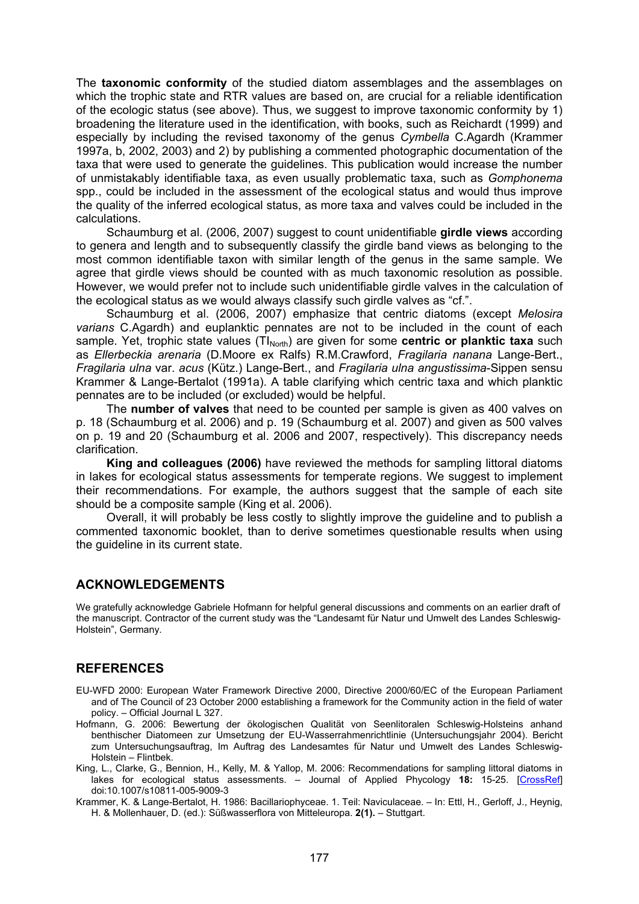The **taxonomic conformity** of the studied diatom assemblages and the assemblages on which the trophic state and RTR values are based on, are crucial for a reliable identification of the ecologic status (see above). Thus, we suggest to improve taxonomic conformity by 1) broadening the literature used in the identification, with books, such as Reichardt (1999) and especially by including the revised taxonomy of the genus *Cymbella* C.Agardh (Krammer 1997a, b, 2002, 2003) and 2) by publishing a commented photographic documentation of the taxa that were used to generate the guidelines. This publication would increase the number of unmistakably identifiable taxa, as even usually problematic taxa, such as *Gomphonema* spp., could be included in the assessment of the ecological status and would thus improve the quality of the inferred ecological status, as more taxa and valves could be included in the calculations.

Schaumburg et al. (2006, 2007) suggest to count unidentifiable **girdle views** according to genera and length and to subsequently classify the girdle band views as belonging to the most common identifiable taxon with similar length of the genus in the same sample. We agree that girdle views should be counted with as much taxonomic resolution as possible. However, we would prefer not to include such unidentifiable girdle valves in the calculation of the ecological status as we would always classify such girdle valves as "cf.".

Schaumburg et al. (2006, 2007) emphasize that centric diatoms (except *Melosira varians* C.Agardh) and euplanktic pennates are not to be included in the count of each sample. Yet, trophic state values ($TI_{North}$) are given for some **centric or planktic taxa** such as *Ellerbeckia arenaria* (D.Moore ex Ralfs) R.M.Crawford, *Fragilaria nanana* Lange-Bert., *Fragilaria ulna* var. *acus* (Kütz.) Lange-Bert., and *Fragilaria ulna angustissima*-Sippen sensu Krammer & Lange-Bertalot (1991a). A table clarifying which centric taxa and which planktic pennates are to be included (or excluded) would be helpful.

The **number of valves** that need to be counted per sample is given as 400 valves on p. 18 (Schaumburg et al. 2006) and p. 19 (Schaumburg et al. 2007) and given as 500 valves on p. 19 and 20 (Schaumburg et al. 2006 and 2007, respectively). This discrepancy needs clarification.

**King and colleagues (2006)** have reviewed the methods for sampling littoral diatoms in lakes for ecological status assessments for temperate regions. We suggest to implement their recommendations. For example, the authors suggest that the sample of each site should be a composite sample (King et al. 2006).

Overall, it will probably be less costly to slightly improve the guideline and to publish a commented taxonomic booklet, than to derive sometimes questionable results when using the guideline in its current state.

## ACKNOWLEDGEMENTS

We gratefully acknowledge Gabriele Hofmann for helpful general discussions and comments on an earlier draft of the manuscript. Contractor of the current study was the "Landesamt für Natur und Umwelt des Landes Schleswig-Holstein", Germany.

## REFERENCES

EU-WFD 2000: European Water Framework Directive 2000, Directive 2000/60/EC of the European Parliament and of The Council of 23 October 2000 establishing a framework for the Community action in the field of water policy. – Official Journal L 327.

Hofmann, G. 2006: Bewertung der ökologischen Qualität von Seenlitoralen Schleswig-Holsteins anhand benthischer Diatomeen zur Umsetzung der EU-Wasserrahmenrichtlinie (Untersuchungsjahr 2004). Bericht zum Untersuchungsauftrag, Im Auftrag des Landesamtes für Natur und Umwelt des Landes Schleswig-Holstein – Flintbek.

King, L., Clarke, G., Bennion, H., Kelly, M. & Yallop, M. 2006: Recommendations for sampling littoral diatoms in lakes for ecological status assessments. – Journal of Applied Phycology **18:** 15-25. [CrossRef] doi:10.1007/s10811-005-9009-3

Krammer, K. & Lange-Bertalot, H. 1986: Bacillariophyceae. 1. Teil: Naviculaceae. – In: Ettl, H., Gerloff, J., Heynig, H. & Mollenhauer, D. (ed.): Süßwasserflora von Mitteleuropa. **2(1).** – Stuttgart.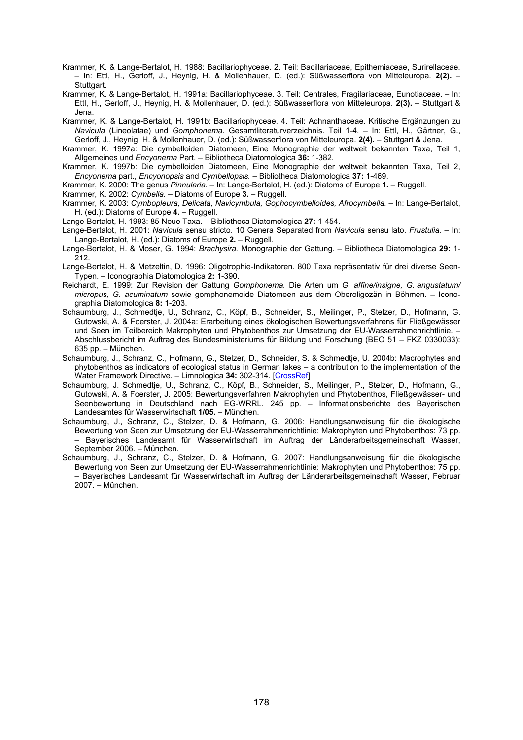Krammer, K. & Lange-Bertalot, H. 1988: Bacillariophyceae. 2. Teil: Bacillariaceae, Epithemiaceae, Surirellaceae. – In: Ettl, H., Gerloff, J., Heynig, H. & Mollenhauer, D. (ed.): Süßwasserflora von Mitteleuropa. **2(2).** – Stuttgart.

Krammer, K. & Lange-Bertalot, H. 1991a: Bacillariophyceae. 3. Teil: Centrales, Fragilariaceae, Eunotiaceae. – In: Ettl, H., Gerloff, J., Heynig, H. & Mollenhauer, D. (ed.): Süßwasserflora von Mitteleuropa. **2(3).** – Stuttgart & Jena.

Krammer, K. & Lange-Bertalot, H. 1991b: Bacillariophyceae. 4. Teil: Achnanthaceae. Kritische Ergänzungen zu *Navicula* (Lineolatae) und *Gomphonema*. Gesamtliteraturverzeichnis. Teil 1-4. – In: Ettl, H., Gärtner, G., Gerloff, J., Heynig, H. & Mollenhauer, D. (ed.): Süßwasserflora von Mitteleuropa. **2(4).** – Stuttgart & Jena.

Krammer, K. 1997a: Die cymbelloiden Diatomeen, Eine Monographie der weltweit bekannten Taxa, Teil 1, Allgemeines und *Encyonema* Part. – Bibliotheca Diatomologica **36:** 1-382.

Krammer, K. 1997b: Die cymbelloiden Diatomeen, Eine Monographie der weltweit bekannten Taxa, Teil 2, *Encyonema* part., *Encyonopsis* and *Cymbellopsis*. – Bibliotheca Diatomologica **37:** 1-469.

Krammer, K. 2000: The genus *Pinnularia*. – In: Lange-Bertalot, H. (ed.): Diatoms of Europe **1.** – Ruggell.

Krammer, K. 2002: *Cymbella*. – Diatoms of Europe **3.** – Ruggell.

Krammer, K. 2003: *Cymbopleura, Delicata, Navicymbula, Gophocymbelloides, Afrocymbella*. – In: Lange-Bertalot, H. (ed.): Diatoms of Europe **4.** – Ruggell.

Lange-Bertalot, H. 1993: 85 Neue Taxa. – Bibliotheca Diatomologica **27:** 1-454.

Lange-Bertalot, H. 2001: *Navicula* sensu stricto. 10 Genera Separated from *Navicula* sensu lato. *Frustulia*. – In: Lange-Bertalot, H. (ed.): Diatoms of Europe **2.** – Ruggell.

Lange-Bertalot, H. & Moser, G. 1994: *Brachysira*. Monographie der Gattung. – Bibliotheca Diatomologica **29:** 1-212.

Lange-Bertalot, H. & Metzeltin, D. 1996: Oligotrophie-Indikatoren. 800 Taxa repräsentativ für drei diverse Seen-Typen. – Iconographia Diatomologica **2:** 1-390.

Reichardt, E. 1999: Zur Revision der Gattung *Gomphonema*. Die Arten um *G. affine/insigne, G. angustatum/ micropus, G. acuminatum* sowie gomphonemoide Diatomeen aus dem Oberoligozän in Böhmen. – Iconographia Diatomologica **8:** 1-203.

Schaumburg, J., Schmedtje, U., Schranz, C., Köpf, B., Schneider, S., Meilinger, P., Stelzer, D., Hofmann, G. Gutowski, A. & Foerster, J. 2004a: Erarbeitung eines ökologischen Bewertungsverfahrens für Fließgewässer und Seen im Teilbereich Makrophyten und Phytobenthos zur Umsetzung der EU-Wasserrahmenrichtlinie. – Abschlussbericht im Auftrag des Bundesministeriums für Bildung und Forschung (BEO 51 – FKZ 0330033): 635 pp. – München.

Schaumburg, J., Schranz, C., Hofmann, G., Stelzer, D., Schneider, S. & Schmedtje, U. 2004b: Macrophytes and phytobenthos as indicators of ecological status in German lakes – a contribution to the implementation of the Water Framework Directive. – Limnologica **34:** 302-314. [CrossRef]

Schaumburg, J. Schmedtje, U., Schranz, C., Köpf, B., Schneider, S., Meilinger, P., Stelzer, D., Hofmann, G., Gutowski, A. & Foerster, J. 2005: Bewertungsverfahren Makrophyten und Phytobenthos, Fließgewässer- und Seenbewertung in Deutschland nach EG-WRRL. 245 pp. – Informationsberichte des Bayerischen Landesamtes für Wasserwirtschaft **1/05.** – München.

Schaumburg, J., Schranz, C., Stelzer, D. & Hofmann, G. 2006: Handlungsanweisung für die ökologische Bewertung von Seen zur Umsetzung der EU-Wasserrahmenrichtlinie: Makrophyten und Phytobenthos: 73 pp. – Bayerisches Landesamt für Wasserwirtschaft im Auftrag der Länderarbeitsgemeinschaft Wasser, September 2006. – München.

Schaumburg, J., Schranz, C., Stelzer, D. & Hofmann, G. 2007: Handlungsanweisung für die ökologische Bewertung von Seen zur Umsetzung der EU-Wasserrahmenrichtlinie: Makrophyten und Phytobenthos: 75 pp. – Bayerisches Landesamt für Wasserwirtschaft im Auftrag der Länderarbeitsgemeinschaft Wasser, Februar 2007. – München.